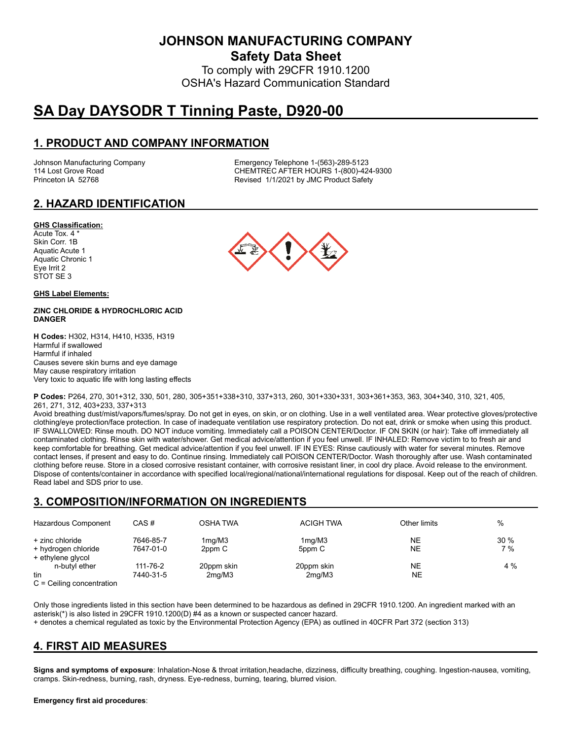# JOHNSON MANUFACTURING COMPANY

## Safety Data Sheet

To comply with 29CFR 1910.1200
OSHA's Hazard Communication Standard

# SA Day DAYSODR T Tinning Paste, D920-00

## 1. PRODUCT AND COMPANY INFORMATION

Johnson Manufacturing Company
114 Lost Grove Road
Princeton IA 52768

Emergency Telephone 1-(563)-289-5123
CHEMTREC AFTER HOURS 1-(800)-424-9300
Revised 1/1/2021 by JMC Product Safety

## 2. HAZARD IDENTIFICATION

**GHS Classification:**

Acute Tox. 4 *
Skin Corr. 1B
Aquatic Acute 1
Aquatic Chronic 1
Eye Irrit 2
STOT SE 3

**GHS Label Elements:**

**ZINC CHLORIDE & HYDROCHLORIC ACID**
**DANGER**

**H Codes:** H302, H314, H410, H335, H319
Harmful if swallowed
Harmful if inhaled
Causes severe skin burns and eye damage
May cause respiratory irritation
Very toxic to aquatic life with long lasting effects

**P Codes:** P264, 270, 301+312, 330, 501, 280, 305+351+338+310, 337+313, 260, 301+330+331, 303+361+353, 363, 304+340, 310, 321, 405, 261, 271, 312, 403+233, 337+313

Avoid breathing dust/mist/vapors/fumes/spray. Do not get in eyes, on skin, or on clothing. Use in a well ventilated area. Wear protective gloves/protective clothing/eye protection/face protection. In case of inadequate ventilation use respiratory protection. Do not eat, drink or smoke when using this product. IF SWALLOWED: Rinse mouth. DO NOT induce vomiting. Immediately call a POISON CENTER/Doctor. IF ON SKIN (or hair): Take off immediately all contaminated clothing. Rinse skin with water/shower. Get medical advice/attention if you feel unwell. IF INHALED: Remove victim to to fresh air and keep comfortable for breathing. Get medical advice/attention if you feel unwell. IF IN EYES: Rinse cautiously with water for several minutes. Remove contact lenses, if present and easy to do. Continue rinsing. Immediately call POISON CENTER/Doctor. Wash thoroughly after use. Wash contaminated clothing before reuse. Store in a closed corrosive resistant container, with corrosive resistant liner, in cool dry place. Avoid release to the environment. Dispose of contents/container in accordance with specified local/regional/national/international regulations for disposal. Keep out of the reach of children. Read label and SDS prior to use.

## 3. COMPOSITION/INFORMATION ON INGREDIENTS

| Hazardous Component | CAS # | OSHA TWA | ACIGH TWA | Other limits | % |
|---|---|---|---|---|---|
| + zinc chloride | 7646-85-7 | 1mg/M3 | 1mg/M3 | NE | 30 % |
| + hydrogen chloride | 7647-01-0 | 2ppm C | 5ppm C | NE | 7 % |
| + ethylene glycol n-butyl ether | 111-76-2 | 20ppm skin | 20ppm skin | NE | 4 % |
| tin | 7440-31-5 | 2mg/M3 | 2mg/M3 | NE | |

C = Ceiling concentration

Only those ingredients listed in this section have been determined to be hazardous as defined in 29CFR 1910.1200. An ingredient marked with an asterisk(*) is also listed in 29CFR 1910.1200(D) #4 as a known or suspected cancer hazard.
+ denotes a chemical regulated as toxic by the Environmental Protection Agency (EPA) as outlined in 40CFR Part 372 (section 313)

## 4. FIRST AID MEASURES

**Signs and symptoms of exposure**: Inhalation-Nose & throat irritation,headache, dizziness, difficulty breathing, coughing. Ingestion-nausea, vomiting, cramps. Skin-redness, burning, rash, dryness. Eye-redness, burning, tearing, blurred vision.

**Emergency first aid procedures**: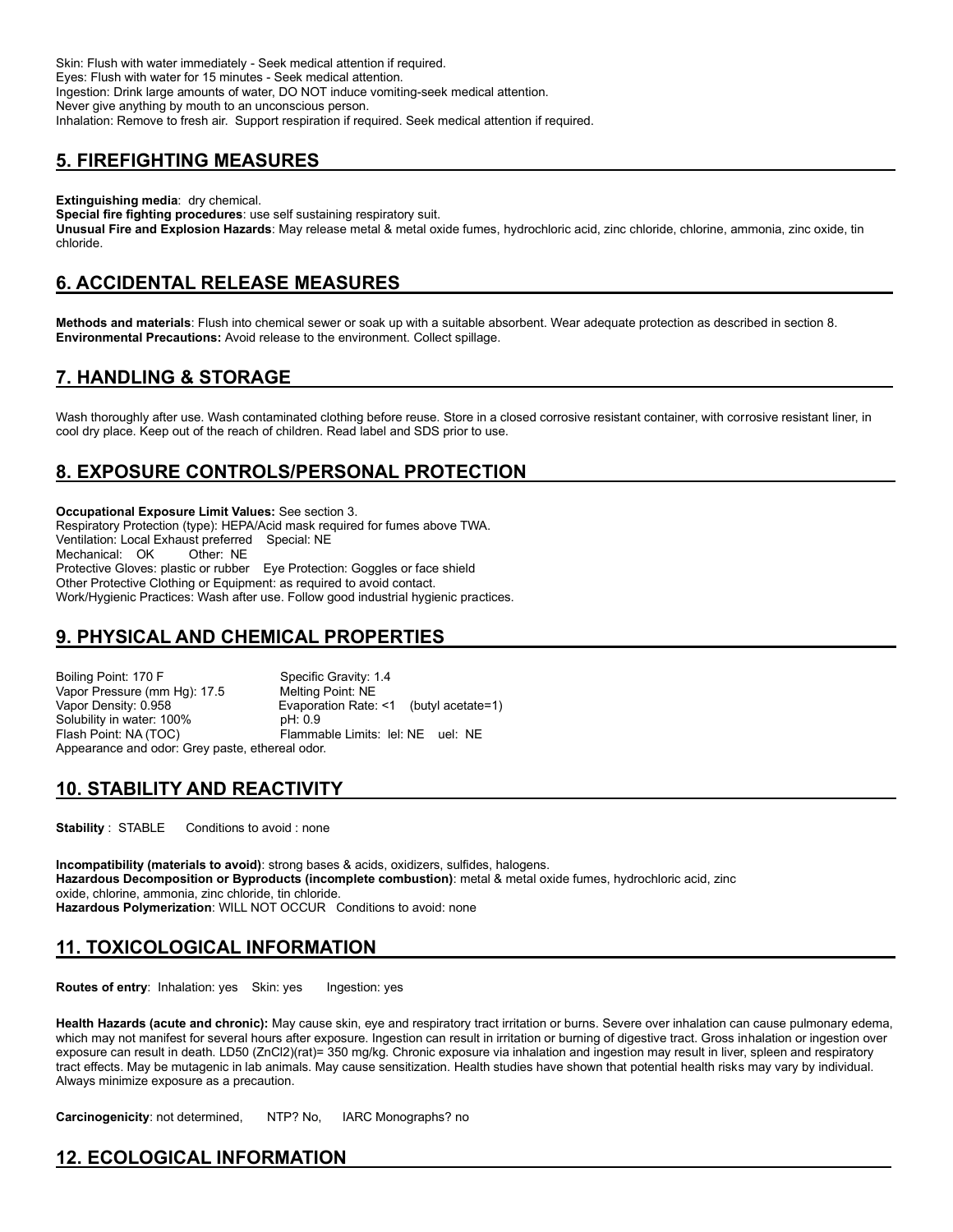Skin: Flush with water immediately - Seek medical attention if required.
Eyes: Flush with water for 15 minutes - Seek medical attention.
Ingestion: Drink large amounts of water, DO NOT induce vomiting-seek medical attention.
Never give anything by mouth to an unconscious person.
Inhalation: Remove to fresh air. Support respiration if required. Seek medical attention if required.

## 5. FIREFIGHTING MEASURES

**Extinguishing media**: dry chemical.
**Special fire fighting procedures**: use self sustaining respiratory suit.
**Unusual Fire and Explosion Hazards**: May release metal & metal oxide fumes, hydrochloric acid, zinc chloride, chlorine, ammonia, zinc oxide, tin chloride.

## 6. ACCIDENTAL RELEASE MEASURES

**Methods and materials**: Flush into chemical sewer or soak up with a suitable absorbent. Wear adequate protection as described in section 8.
**Environmental Precautions:** Avoid release to the environment. Collect spillage.

## 7. HANDLING & STORAGE

Wash thoroughly after use. Wash contaminated clothing before reuse. Store in a closed corrosive resistant container, with corrosive resistant liner, in cool dry place. Keep out of the reach of children. Read label and SDS prior to use.

## 8. EXPOSURE CONTROLS/PERSONAL PROTECTION

**Occupational Exposure Limit Values:** See section 3.
Respiratory Protection (type): HEPA/Acid mask required for fumes above TWA.
Ventilation: Local Exhaust preferred Special: NE
Mechanical: OK Other: NE
Protective Gloves: plastic or rubber Eye Protection: Goggles or face shield
Other Protective Clothing or Equipment: as required to avoid contact.
Work/Hygienic Practices: Wash after use. Follow good industrial hygienic practices.

## 9. PHYSICAL AND CHEMICAL PROPERTIES

Boiling Point: 170 F
Specific Gravity: 1.4
Vapor Pressure (mm Hg): 17.5
Melting Point: NE
Vapor Density: 0.958
Evaporation Rate: <1 (butyl acetate=1)
Solubility in water: 100%
pH: 0.9
Flash Point: NA (TOC)
Flammable Limits: lel: NE uel: NE
Appearance and odor: Grey paste, ethereal odor.

## 10. STABILITY AND REACTIVITY

**Stability** : STABLE Conditions to avoid : none

**Incompatibility (materials to avoid)**: strong bases & acids, oxidizers, sulfides, halogens.
**Hazardous Decomposition or Byproducts (incomplete combustion)**: metal & metal oxide fumes, hydrochloric acid, zinc oxide, chlorine, ammonia, zinc chloride, tin chloride.
**Hazardous Polymerization**: WILL NOT OCCUR Conditions to avoid: none

## 11. TOXICOLOGICAL INFORMATION

**Routes of entry**: Inhalation: yes Skin: yes Ingestion: yes

**Health Hazards (acute and chronic):** May cause skin, eye and respiratory tract irritation or burns. Severe over inhalation can cause pulmonary edema, which may not manifest for several hours after exposure. Ingestion can result in irritation or burning of digestive tract. Gross inhalation or ingestion over exposure can result in death. LD50 ($ZnCl_2$)(rat)= 350 mg/kg. Chronic exposure via inhalation and ingestion may result in liver, spleen and respiratory tract effects. May be mutagenic in lab animals. May cause sensitization. Health studies have shown that potential health risks may vary by individual. Always minimize exposure as a precaution.

**Carcinogenicity**: not determined, NTP? No, IARC Monographs? no

## 12. ECOLOGICAL INFORMATION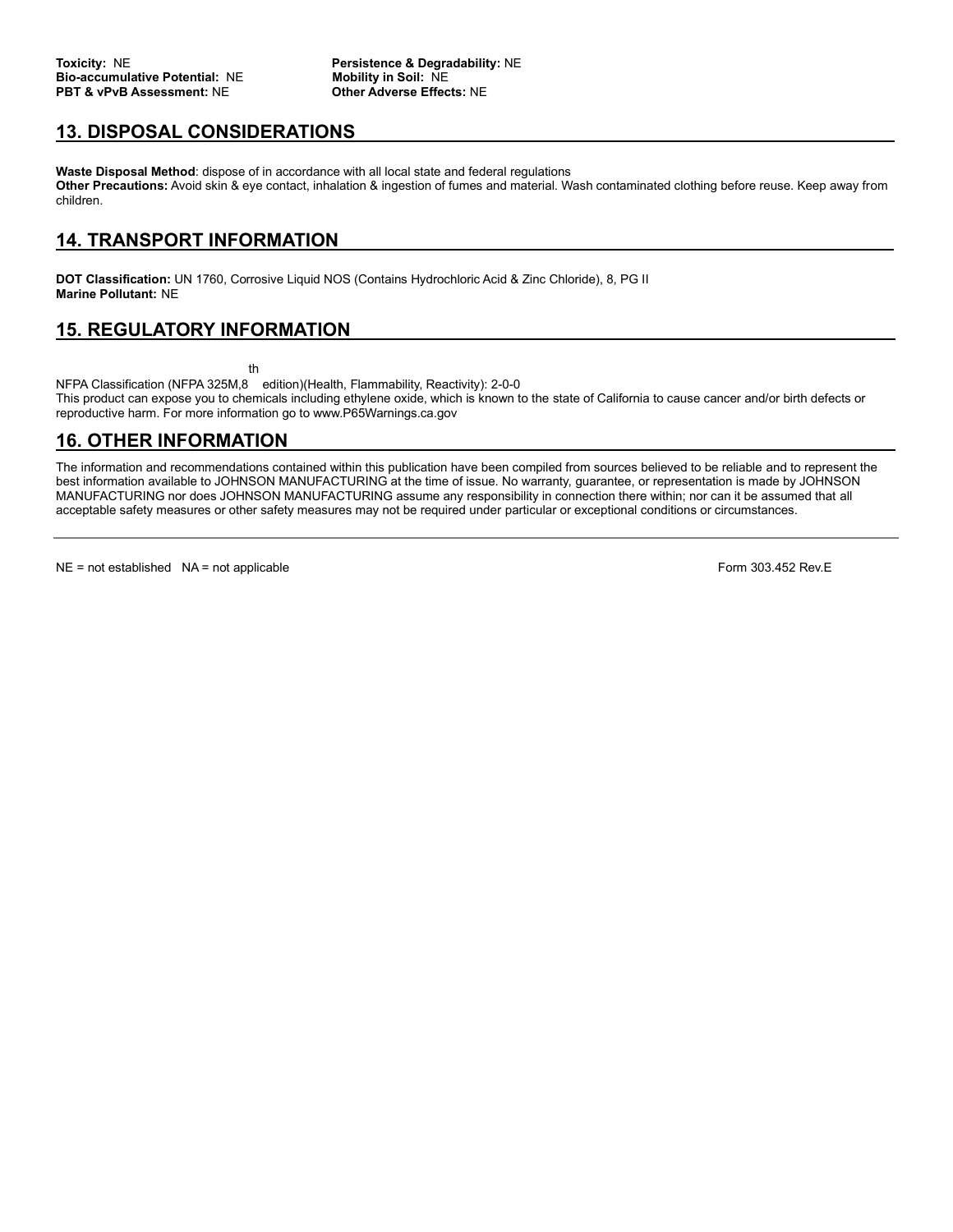**Toxicity:** NE
**Bio-accumulative Potential:** NE
**PBT & vPvB Assessment:** NE
**Persistence & Degradability:** NE
**Mobility in Soil:** NE
**Other Adverse Effects:** NE

## 13. DISPOSAL CONSIDERATIONS

**Waste Disposal Method**: dispose of in accordance with all local state and federal regulations
**Other Precautions:** Avoid skin & eye contact, inhalation & ingestion of fumes and material. Wash contaminated clothing before reuse. Keep away from children.

## 14. TRANSPORT INFORMATION

**DOT Classification:** UN 1760, Corrosive Liquid NOS (Contains Hydrochloric Acid & Zinc Chloride), 8, PG II
**Marine Pollutant:** NE

## 15. REGULATORY INFORMATION

NFPA Classification (NFPA 325M,8th edition)(Health, Flammability, Reactivity): 2-0-0
This product can expose you to chemicals including ethylene oxide, which is known to the state of California to cause cancer and/or birth defects or reproductive harm. For more information go to www.P65Warnings.ca.gov

## 16. OTHER INFORMATION

The information and recommendations contained within this publication have been compiled from sources believed to be reliable and to represent the best information available to JOHNSON MANUFACTURING at the time of issue. No warranty, guarantee, or representation is made by JOHNSON MANUFACTURING nor does JOHNSON MANUFACTURING assume any responsibility in connection there within; nor can it be assumed that all acceptable safety measures or other safety measures may not be required under particular or exceptional conditions or circumstances.

---

NE = not established   NA = not applicable

Form 303.452 Rev.E